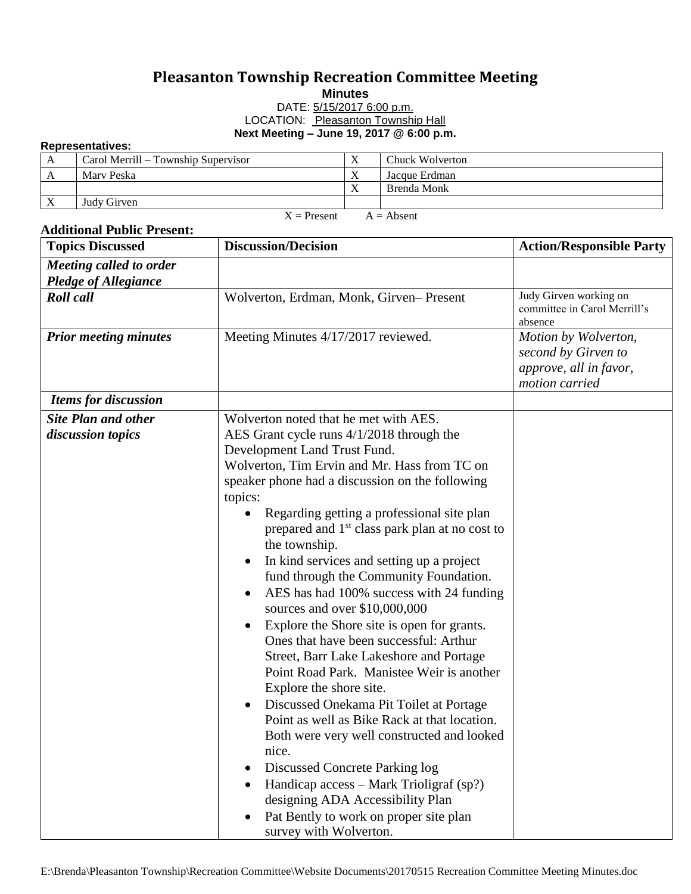# Pleasanton Township Recreation Committee Meeting

**Minutes**

DATE: 5/15/2017 6:00 p.m.

LOCATION: Pleasanton Township Hall

**Next Meeting – June 19, 2017 @ 6:00 p.m.**

**Representatives:**

| | | | |
|---|---|---|---|
| A | Carol Merrill – Township Supervisor | X | Chuck Wolverton |
| A | Marv Peska | X | Jacque Erdman |
| | | X | Brenda Monk |
| X | Judy Girven | | |

X = Present A = Absent

**Additional Public Present:**

| Topics Discussed | Discussion/Decision | Action/Responsible Party |
|---|---|---|
| ***Meeting called to order Pledge of Allegiance*** | | |
| ***Roll call*** | Wolverton, Erdman, Monk, Girven– Present | Judy Girven working on committee in Carol Merrill's absence |
| ***Prior meeting minutes*** | Meeting Minutes 4/17/2017 reviewed. | *Motion by Wolverton, second by Girven to approve, all in favor, motion carried* |
| ***Items for discussion*** | | |
| ***Site Plan and other discussion topics*** | Wolverton noted that he met with AES.<br>AES Grant cycle runs 4/1/2018 through the Development Land Trust Fund.<br>Wolverton, Tim Ervin and Mr. Hass from TC on speaker phone had a discussion on the following topics:<br>• Regarding getting a professional site plan prepared and 1st class park plan at no cost to the township.<br>• In kind services and setting up a project fund through the Community Foundation.<br>• AES has had 100% success with 24 funding sources and over $10,000,000<br>• Explore the Shore site is open for grants. Ones that have been successful: Arthur Street, Barr Lake Lakeshore and Portage Point Road Park. Manistee Weir is another Explore the shore site.<br>• Discussed Onekama Pit Toilet at Portage Point as well as Bike Rack at that location. Both were very well constructed and looked nice.<br>• Discussed Concrete Parking log<br>• Handicap access – Mark Trioligraf (sp?) designing ADA Accessibility Plan<br>• Pat Bently to work on proper site plan survey with Wolverton. | |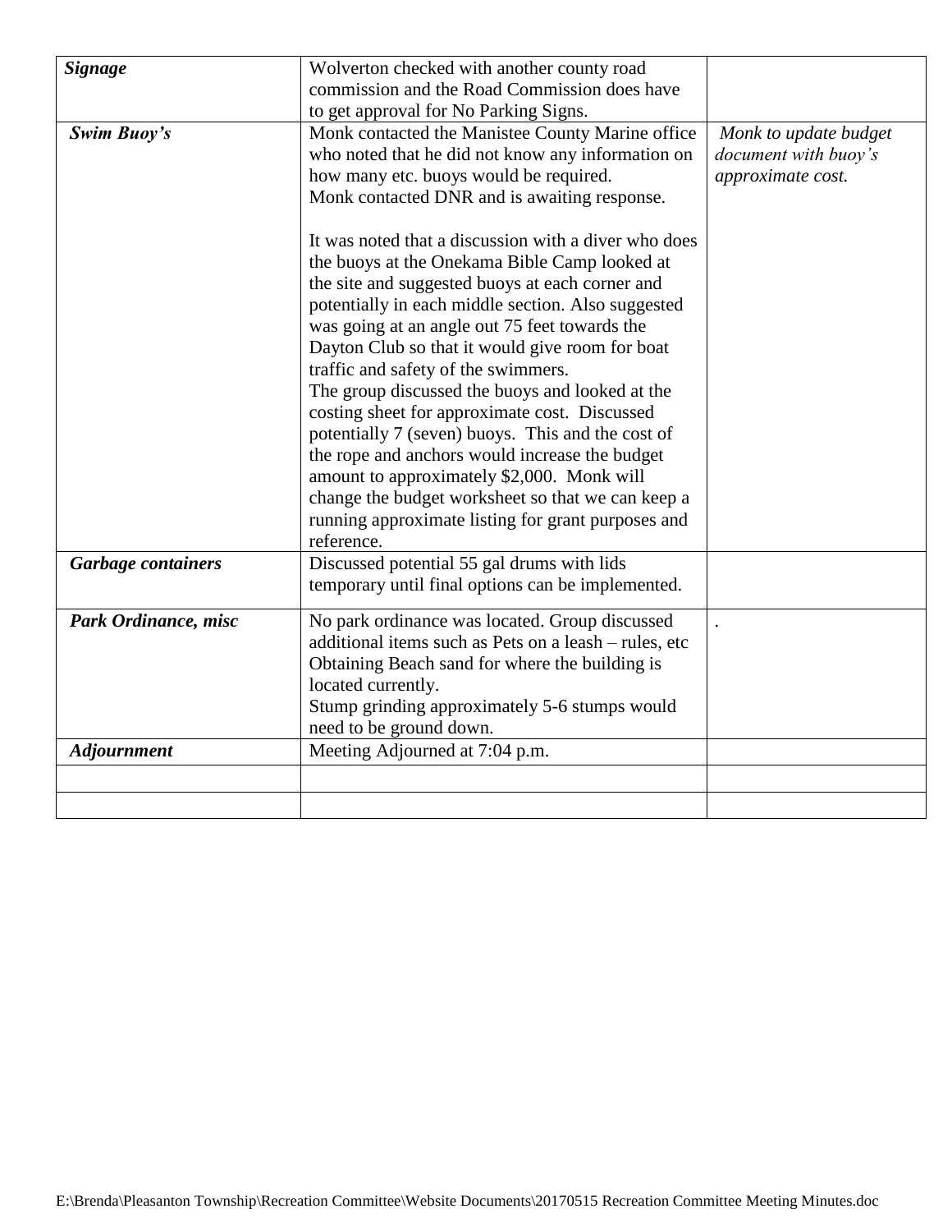| | | |
|---|---|---|
| ***Signage*** | Wolverton checked with another county road commission and the Road Commission does have to get approval for No Parking Signs. | |
| ***Swim Buoy's*** | Monk contacted the Manistee County Marine office who noted that he did not know any information on how many etc. buoys would be required.<br>Monk contacted DNR and is awaiting response.<br><br>It was noted that a discussion with a diver who does the buoys at the Onekama Bible Camp looked at the site and suggested buoys at each corner and potentially in each middle section. Also suggested was going at an angle out 75 feet towards the Dayton Club so that it would give room for boat traffic and safety of the swimmers.<br>The group discussed the buoys and looked at the costing sheet for approximate cost. Discussed potentially 7 (seven) buoys. This and the cost of the rope and anchors would increase the budget amount to approximately $2,000. Monk will change the budget worksheet so that we can keep a running approximate listing for grant purposes and reference. | *Monk to update budget document with buoy's approximate cost.* |
| ***Garbage containers*** | Discussed potential 55 gal drums with lids temporary until final options can be implemented. | |
| ***Park Ordinance, misc*** | No park ordinance was located. Group discussed additional items such as Pets on a leash – rules, etc<br>Obtaining Beach sand for where the building is located currently.<br>Stump grinding approximately 5-6 stumps would need to be ground down. | . |
| ***Adjournment*** | Meeting Adjourned at 7:04 p.m. | |
| | | |
| | | |

E:\Brenda\Pleasanton Township\Recreation Committee\Website Documents\20170515 Recreation Committee Meeting Minutes.doc